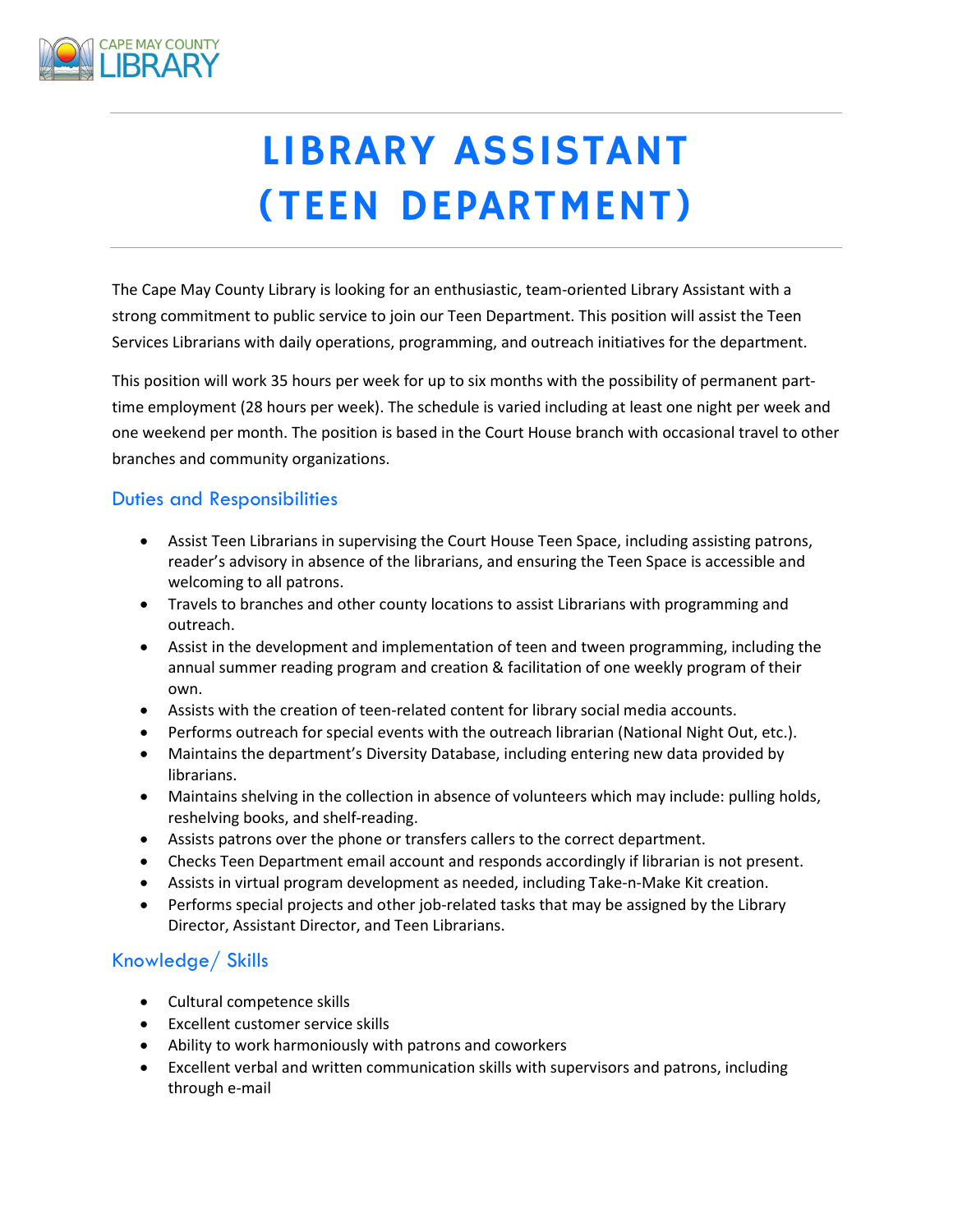CAPE MAY COUNTY LIBRARY

# LIBRARY ASSISTANT (TEEN DEPARTMENT)

The Cape May County Library is looking for an enthusiastic, team-oriented Library Assistant with a strong commitment to public service to join our Teen Department. This position will assist the Teen Services Librarians with daily operations, programming, and outreach initiatives for the department.

This position will work 35 hours per week for up to six months with the possibility of permanent part-time employment (28 hours per week). The schedule is varied including at least one night per week and one weekend per month. The position is based in the Court House branch with occasional travel to other branches and community organizations.

## Duties and Responsibilities

- Assist Teen Librarians in supervising the Court House Teen Space, including assisting patrons, reader's advisory in absence of the librarians, and ensuring the Teen Space is accessible and welcoming to all patrons.
- Travels to branches and other county locations to assist Librarians with programming and outreach.
- Assist in the development and implementation of teen and tween programming, including the annual summer reading program and creation & facilitation of one weekly program of their own.
- Assists with the creation of teen-related content for library social media accounts.
- Performs outreach for special events with the outreach librarian (National Night Out, etc.).
- Maintains the department's Diversity Database, including entering new data provided by librarians.
- Maintains shelving in the collection in absence of volunteers which may include: pulling holds, reshelving books, and shelf-reading.
- Assists patrons over the phone or transfers callers to the correct department.
- Checks Teen Department email account and responds accordingly if librarian is not present.
- Assists in virtual program development as needed, including Take-n-Make Kit creation.
- Performs special projects and other job-related tasks that may be assigned by the Library Director, Assistant Director, and Teen Librarians.

## Knowledge/ Skills

- Cultural competence skills
- Excellent customer service skills
- Ability to work harmoniously with patrons and coworkers
- Excellent verbal and written communication skills with supervisors and patrons, including through e-mail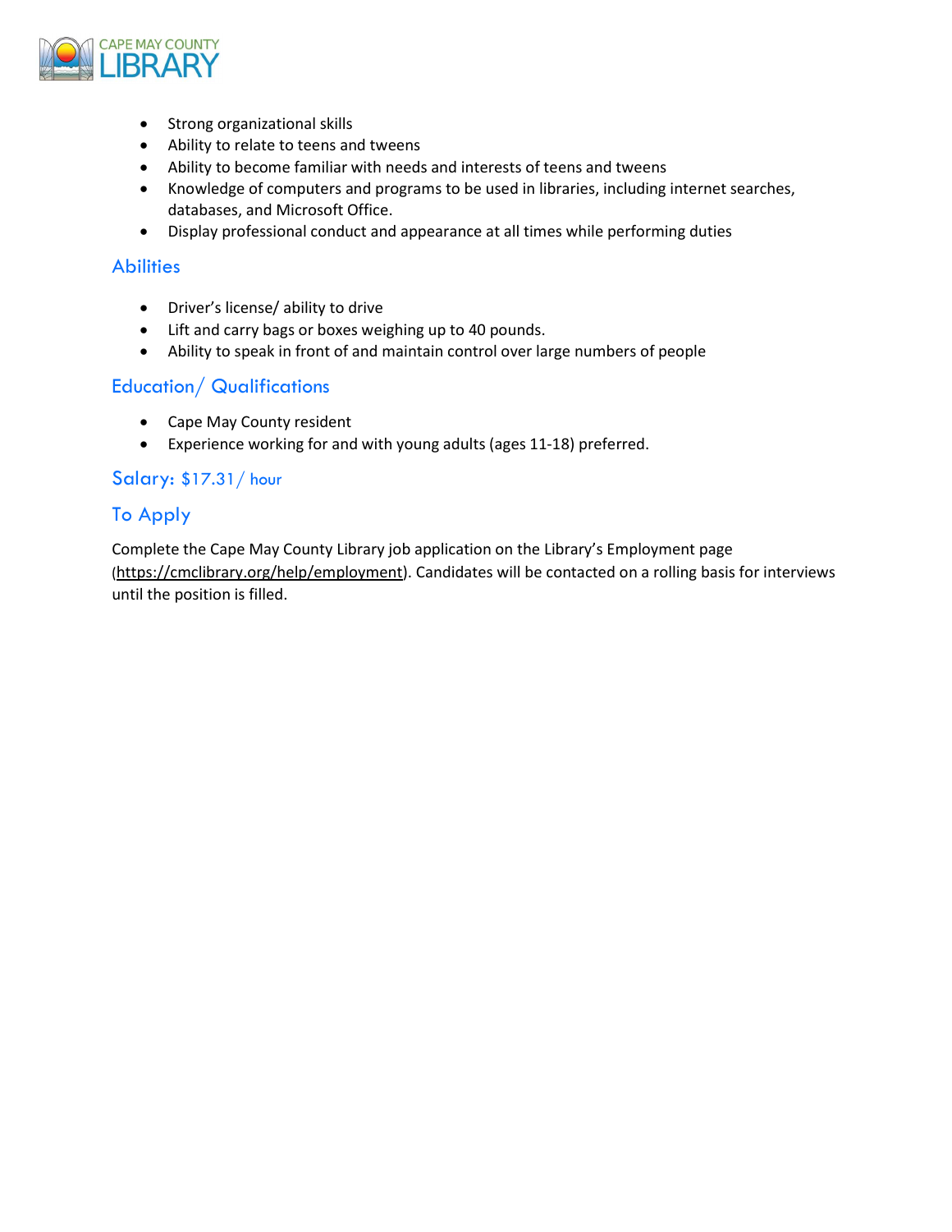- Strong organizational skills
- Ability to relate to teens and tweens
- Ability to become familiar with needs and interests of teens and tweens
- Knowledge of computers and programs to be used in libraries, including internet searches, databases, and Microsoft Office.
- Display professional conduct and appearance at all times while performing duties

## Abilities

- Driver's license/ ability to drive
- Lift and carry bags or boxes weighing up to 40 pounds.
- Ability to speak in front of and maintain control over large numbers of people

## Education/ Qualifications

- Cape May County resident
- Experience working for and with young adults (ages 11-18) preferred.

## Salary: $17.31/ hour

## To Apply

Complete the Cape May County Library job application on the Library's Employment page (https://cmclibrary.org/help/employment). Candidates will be contacted on a rolling basis for interviews until the position is filled.